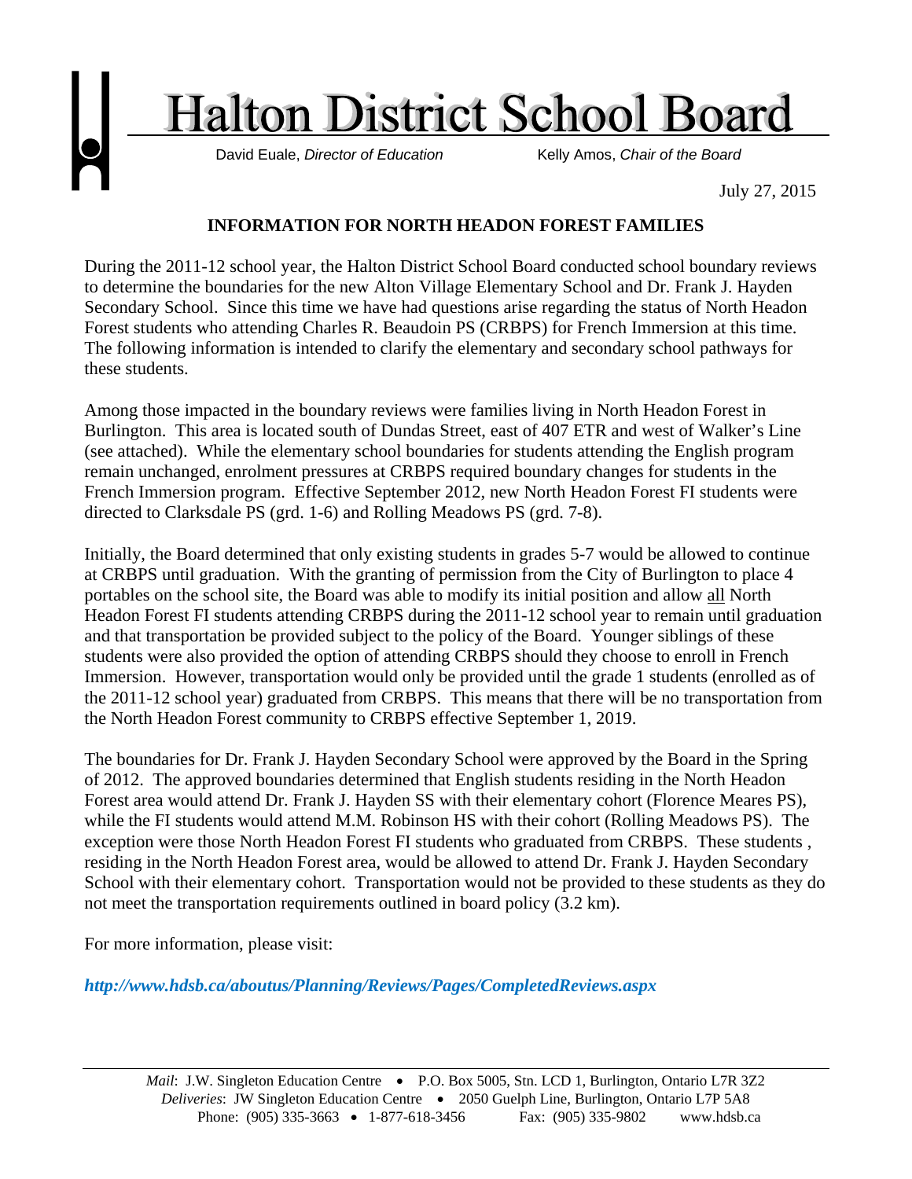# Halton District School Board

David Euale, *Director of Education* Kelly Amos, *Chair of the Board*

July 27, 2015

**INFORMATION FOR NORTH HEADON FOREST FAMILIES**

During the 2011-12 school year, the Halton District School Board conducted school boundary reviews to determine the boundaries for the new Alton Village Elementary School and Dr. Frank J. Hayden Secondary School. Since this time we have had questions arise regarding the status of North Headon Forest students who attending Charles R. Beaudoin PS (CRBPS) for French Immersion at this time. The following information is intended to clarify the elementary and secondary school pathways for these students.

Among those impacted in the boundary reviews were families living in North Headon Forest in Burlington. This area is located south of Dundas Street, east of 407 ETR and west of Walker's Line (see attached). While the elementary school boundaries for students attending the English program remain unchanged, enrolment pressures at CRBPS required boundary changes for students in the French Immersion program. Effective September 2012, new North Headon Forest FI students were directed to Clarksdale PS (grd. 1-6) and Rolling Meadows PS (grd. 7-8).

Initially, the Board determined that only existing students in grades 5-7 would be allowed to continue at CRBPS until graduation. With the granting of permission from the City of Burlington to place 4 portables on the school site, the Board was able to modify its initial position and allow <u>all</u> North Headon Forest FI students attending CRBPS during the 2011-12 school year to remain until graduation and that transportation be provided subject to the policy of the Board. Younger siblings of these students were also provided the option of attending CRBPS should they choose to enroll in French Immersion. However, transportation would only be provided until the grade 1 students (enrolled as of the 2011-12 school year) graduated from CRBPS. This means that there will be no transportation from the North Headon Forest community to CRBPS effective September 1, 2019.

The boundaries for Dr. Frank J. Hayden Secondary School were approved by the Board in the Spring of 2012. The approved boundaries determined that English students residing in the North Headon Forest area would attend Dr. Frank J. Hayden SS with their elementary cohort (Florence Meares PS), while the FI students would attend M.M. Robinson HS with their cohort (Rolling Meadows PS). The exception were those North Headon Forest FI students who graduated from CRBPS. These students , residing in the North Headon Forest area, would be allowed to attend Dr. Frank J. Hayden Secondary School with their elementary cohort. Transportation would not be provided to these students as they do not meet the transportation requirements outlined in board policy (3.2 km).

For more information, please visit:

***http://www.hdsb.ca/aboutus/Planning/Reviews/Pages/CompletedReviews.aspx***

*Mail*: J.W. Singleton Education Centre • P.O. Box 5005, Stn. LCD 1, Burlington, Ontario L7R 3Z2
*Deliveries*: JW Singleton Education Centre • 2050 Guelph Line, Burlington, Ontario L7P 5A8
Phone: (905) 335-3663 • 1-877-618-3456 Fax: (905) 335-9802 www.hdsb.ca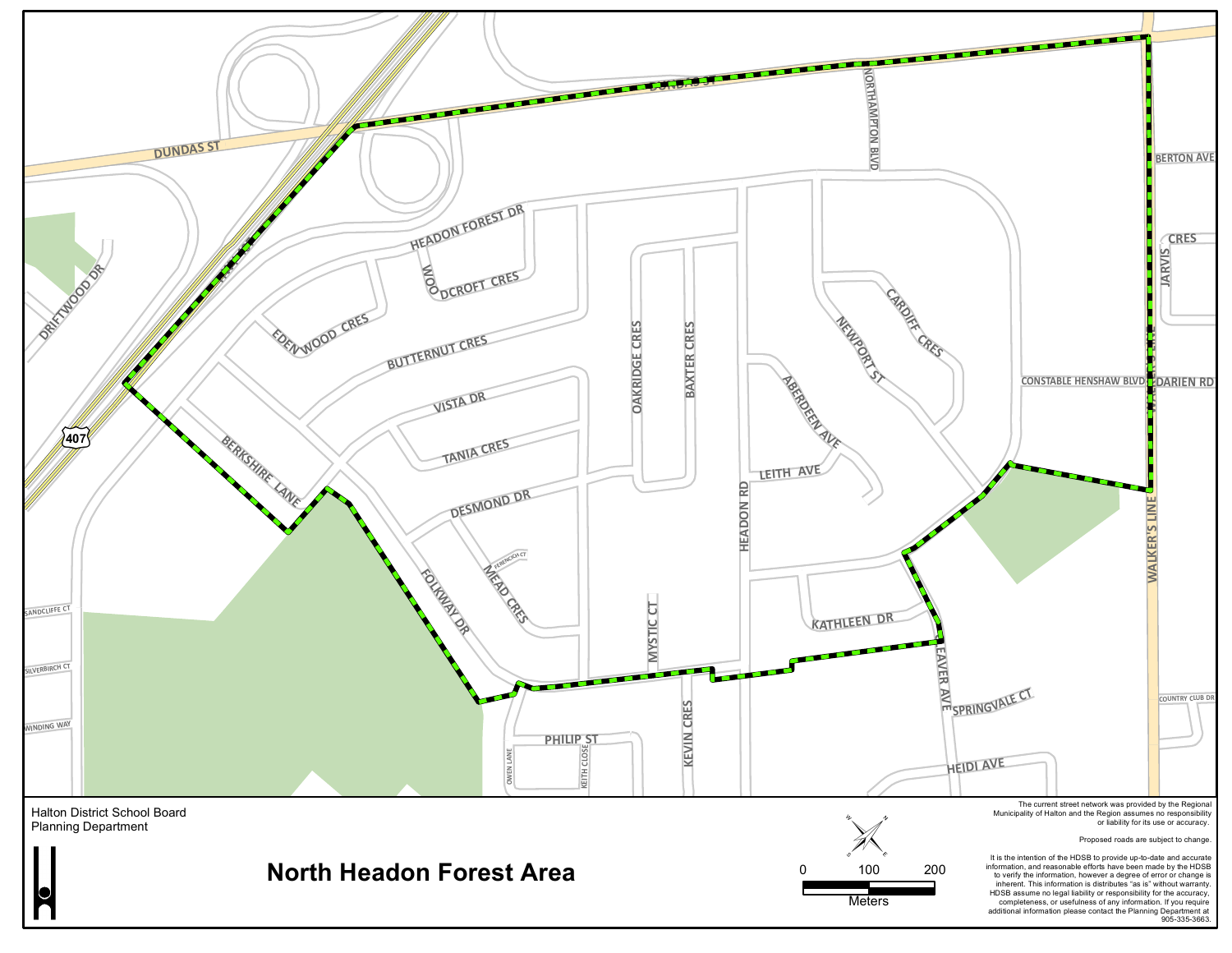# North Headon Forest Area

Halton District School Board
Planning Department

0 100 200
Meters

The current street network was provided by the Regional Municipality of Halton and the Region assumes no responsibility or liability for its use or accuracy.

Proposed roads are subject to change.

It is the intention of the HDSB to provide up-to-date and accurate information, and reasonable efforts have been made by the HDSB to verify the information, however a degree of error or change is inherent. This information is distributes "as is" without warranty. HDSB assume no legal liability or responsibility for the accuracy, completeness, or usefulness of any information. If you require additional information please contact the Planning Department at 905-335-3663.